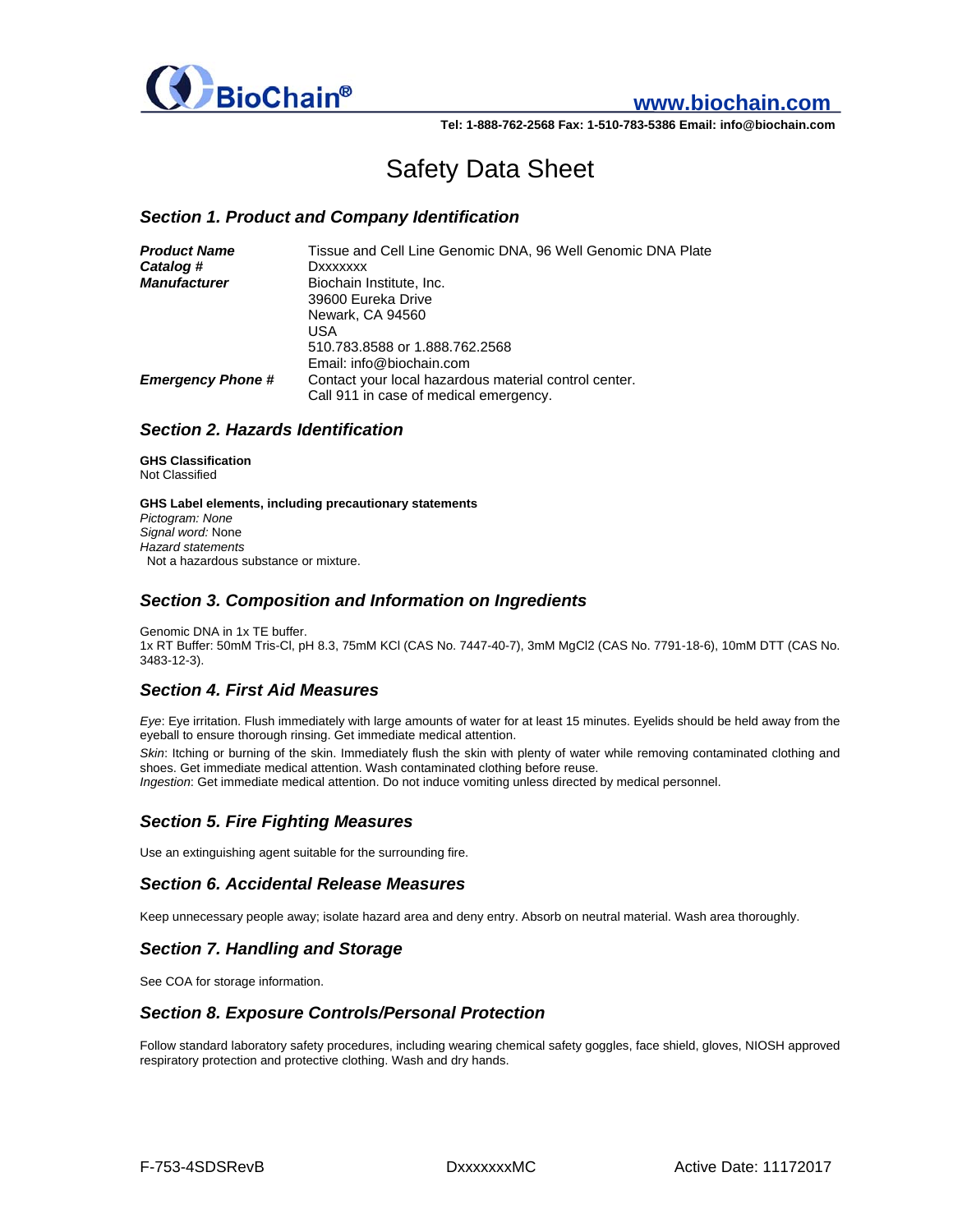BioChain®

www.biochain.com

Tel: 1-888-762-2568 Fax: 1-510-783-5386 Email: info@biochain.com

# Safety Data Sheet

## Section 1. Product and Company Identification

| | |
|---|---|
| ***Product Name*** | Tissue and Cell Line Genomic DNA, 96 Well Genomic DNA Plate |
| ***Catalog #*** | Dxxxxxxx |
| ***Manufacturer*** | Biochain Institute, Inc.<br>39600 Eureka Drive<br>Newark, CA 94560<br>USA<br>510.783.8588 or 1.888.762.2568<br>Email: info@biochain.com |
| ***Emergency Phone #*** | Contact your local hazardous material control center.<br>Call 911 in case of medical emergency. |

## Section 2. Hazards Identification

**GHS Classification**
Not Classified

**GHS Label elements, including precautionary statements**
*Pictogram: None*
*Signal word:* None
*Hazard statements*
Not a hazardous substance or mixture.

## Section 3. Composition and Information on Ingredients

Genomic DNA in 1x TE buffer.
1x RT Buffer: 50mM Tris-Cl, pH 8.3, 75mM KCl (CAS No. 7447-40-7), 3mM $MgCl_2$ (CAS No. 7791-18-6), 10mM DTT (CAS No. 3483-12-3).

## Section 4. First Aid Measures

*Eye*: Eye irritation. Flush immediately with large amounts of water for at least 15 minutes. Eyelids should be held away from the eyeball to ensure thorough rinsing. Get immediate medical attention.

*Skin*: Itching or burning of the skin. Immediately flush the skin with plenty of water while removing contaminated clothing and shoes. Get immediate medical attention. Wash contaminated clothing before reuse.
*Ingestion*: Get immediate medical attention. Do not induce vomiting unless directed by medical personnel.

## Section 5. Fire Fighting Measures

Use an extinguishing agent suitable for the surrounding fire.

## Section 6. Accidental Release Measures

Keep unnecessary people away; isolate hazard area and deny entry. Absorb on neutral material. Wash area thoroughly.

## Section 7. Handling and Storage

See COA for storage information.

## Section 8. Exposure Controls/Personal Protection

Follow standard laboratory safety procedures, including wearing chemical safety goggles, face shield, gloves, NIOSH approved respiratory protection and protective clothing. Wash and dry hands.

F-753-4SDSRevB DxxxxxxxMC Active Date: 11172017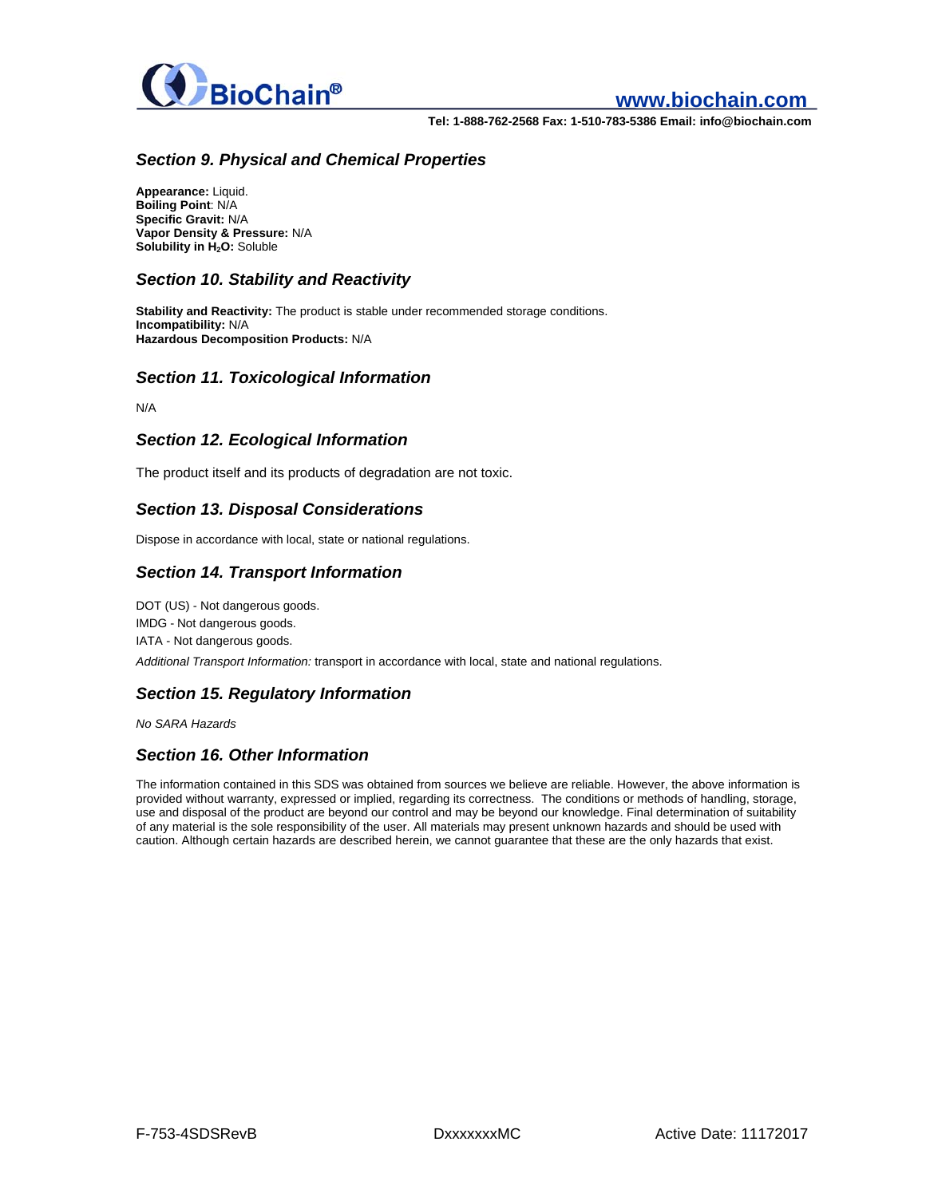## Section 9. Physical and Chemical Properties

**Appearance:** Liquid.
**Boiling Point**: N/A
**Specific Gravit:** N/A
**Vapor Density & Pressure:** N/A
**Solubility in $H_2O$:** Soluble

## Section 10. Stability and Reactivity

**Stability and Reactivity:** The product is stable under recommended storage conditions.
**Incompatibility:** N/A
**Hazardous Decomposition Products:** N/A

## Section 11. Toxicological Information

N/A

## Section 12. Ecological Information

The product itself and its products of degradation are not toxic.

## Section 13. Disposal Considerations

Dispose in accordance with local, state or national regulations.

## Section 14. Transport Information

DOT (US) - Not dangerous goods.

IMDG - Not dangerous goods.

IATA - Not dangerous goods.

*Additional Transport Information:* transport in accordance with local, state and national regulations.

## Section 15. Regulatory Information

*No SARA Hazards*

## Section 16. Other Information

The information contained in this SDS was obtained from sources we believe are reliable. However, the above information is provided without warranty, expressed or implied, regarding its correctness. The conditions or methods of handling, storage, use and disposal of the product are beyond our control and may be beyond our knowledge. Final determination of suitability of any material is the sole responsibility of the user. All materials may present unknown hazards and should be used with caution. Although certain hazards are described herein, we cannot guarantee that these are the only hazards that exist.